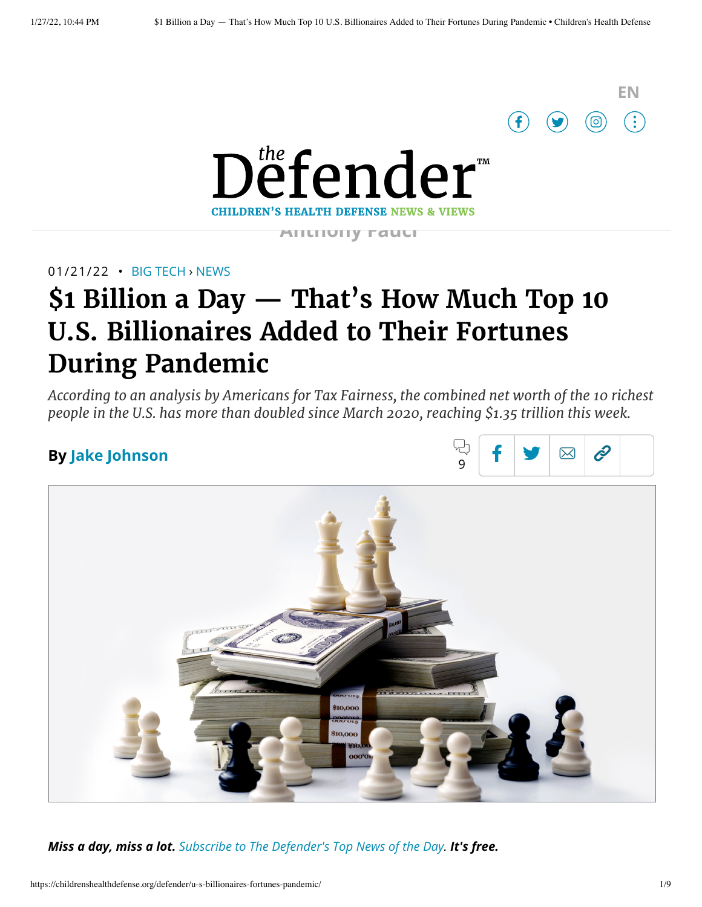**the Defender**

**CHILDREN'S HEALTH DEFENSE NEWS & VIEWS**

01/21/22 • BIG TECH › NEWS

# $1 Billion a Day — That's How Much Top 10 U.S. Billionaires Added to Their Fortunes During Pandemic

*According to an analysis by Americans for Tax Fairness, the combined net worth of the 10 richest people in the U.S. has more than doubled since March 2020, reaching $1.35 trillion this week.*

**By Jake Johnson**

***Miss a day, miss a lot.*** *Subscribe to The Defender's Top News of the Day.* ***It's free.***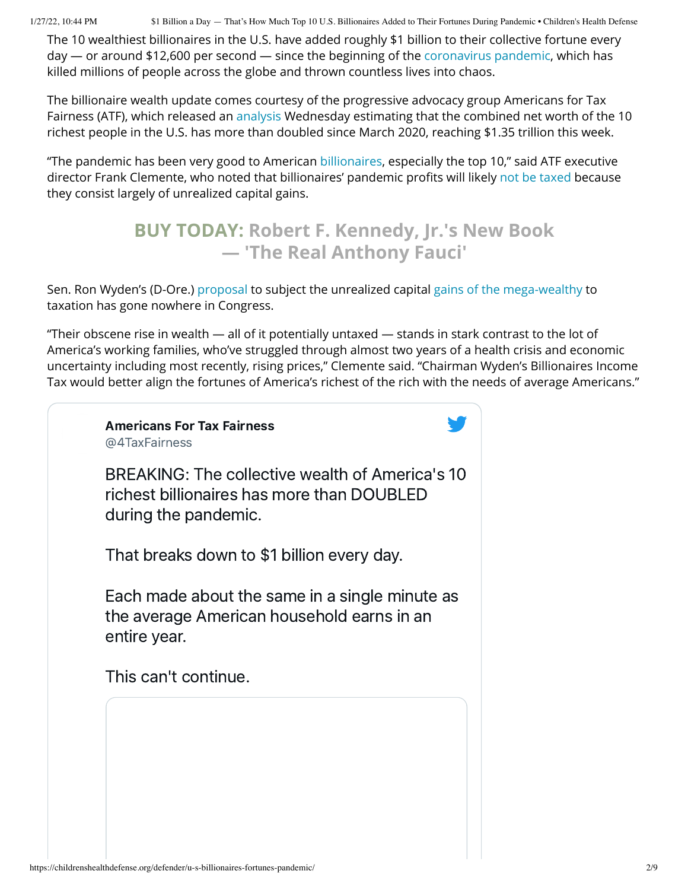The 10 wealthiest billionaires in the U.S. have added roughly $1 billion to their collective fortune every day — or around $12,600 per second — since the beginning of the coronavirus pandemic, which has killed millions of people across the globe and thrown countless lives into chaos.

The billionaire wealth update comes courtesy of the progressive advocacy group Americans for Tax Fairness (ATF), which released an analysis Wednesday estimating that the combined net worth of the 10 richest people in the U.S. has more than doubled since March 2020, reaching $1.35 trillion this week.

"The pandemic has been very good to American billionaires, especially the top 10," said ATF executive director Frank Clemente, who noted that billionaires' pandemic profits will likely not be taxed because they consist largely of unrealized capital gains.

**BUY TODAY: Robert F. Kennedy, Jr.'s New Book — 'The Real Anthony Fauci'**

Sen. Ron Wyden's (D-Ore.) proposal to subject the unrealized capital gains of the mega-wealthy to taxation has gone nowhere in Congress.

"Their obscene rise in wealth — all of it potentially untaxed — stands in stark contrast to the lot of America's working families, who've struggled through almost two years of a health crisis and economic uncertainty including most recently, rising prices," Clemente said. "Chairman Wyden's Billionaires Income Tax would better align the fortunes of America's richest of the rich with the needs of average Americans."

> **Americans For Tax Fairness**
> @4TaxFairness
>
> BREAKING: The collective wealth of America's 10 richest billionaires has more than DOUBLED during the pandemic.
>
> That breaks down to $1 billion every day.
>
> Each made about the same in a single minute as the average American household earns in an entire year.
>
> This can't continue.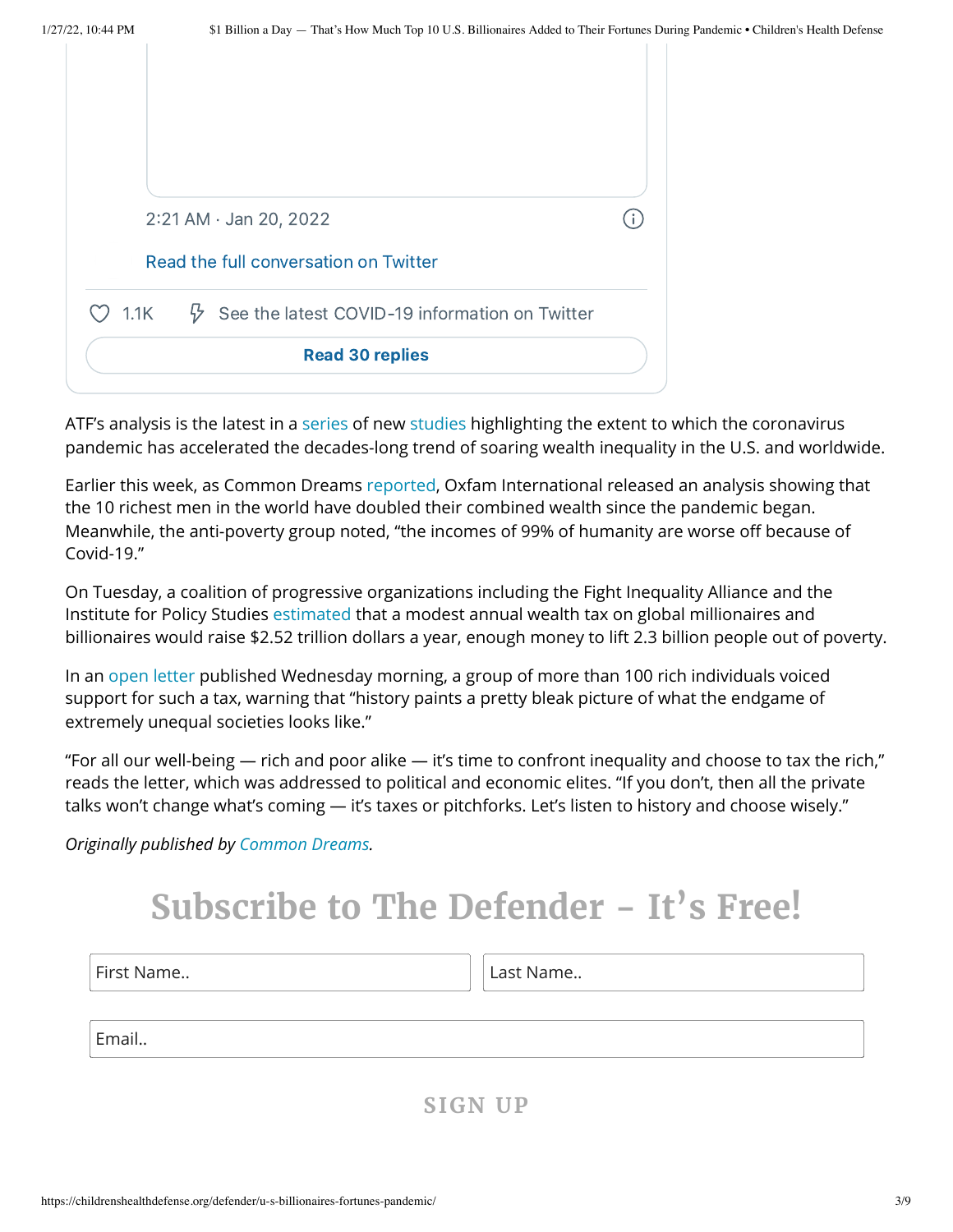2:21 AM · Jan 20, 2022

Read the full conversation on Twitter

1.1K See the latest COVID-19 information on Twitter

Read 30 replies

ATF's analysis is the latest in a series of new studies highlighting the extent to which the coronavirus pandemic has accelerated the decades-long trend of soaring wealth inequality in the U.S. and worldwide.

Earlier this week, as Common Dreams reported, Oxfam International released an analysis showing that the 10 richest men in the world have doubled their combined wealth since the pandemic began. Meanwhile, the anti-poverty group noted, "the incomes of 99% of humanity are worse off because of Covid-19."

On Tuesday, a coalition of progressive organizations including the Fight Inequality Alliance and the Institute for Policy Studies estimated that a modest annual wealth tax on global millionaires and billionaires would raise $2.52 trillion dollars a year, enough money to lift 2.3 billion people out of poverty.

In an open letter published Wednesday morning, a group of more than 100 rich individuals voiced support for such a tax, warning that "history paints a pretty bleak picture of what the endgame of extremely unequal societies looks like."

"For all our well-being — rich and poor alike — it's time to confront inequality and choose to tax the rich," reads the letter, which was addressed to political and economic elites. "If you don't, then all the private talks won't change what's coming — it's taxes or pitchforks. Let's listen to history and choose wisely."

*Originally published by Common Dreams.*

## Subscribe to The Defender – It's Free!

First Name..

Last Name..

Email..

SIGN UP